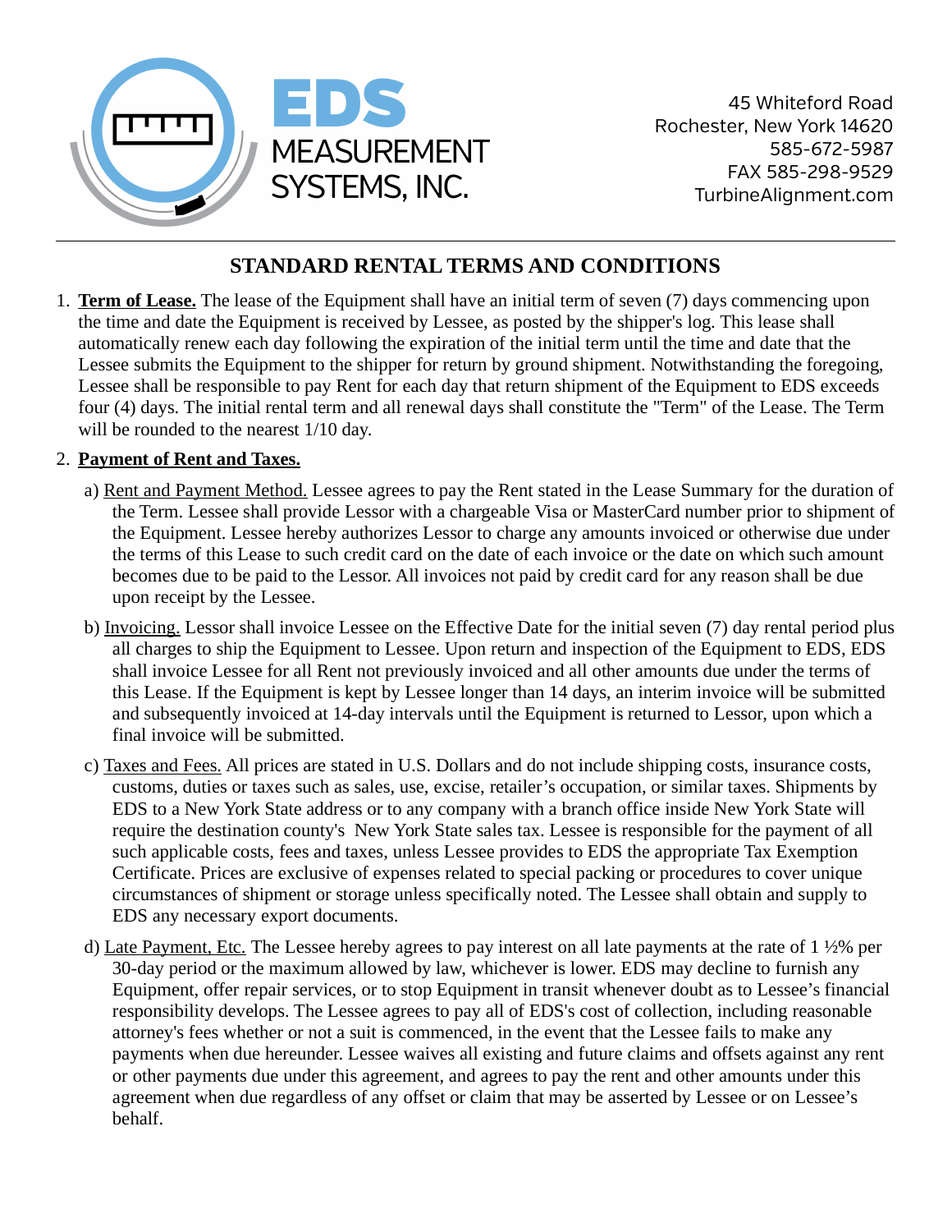EDS MEASUREMENT SYSTEMS, INC.

45 Whiteford Road
Rochester, New York 14620
585-672-5987
FAX 585-298-9529
TurbineAlignment.com

# STANDARD RENTAL TERMS AND CONDITIONS

1. **Term of Lease.** The lease of the Equipment shall have an initial term of seven (7) days commencing upon the time and date the Equipment is received by Lessee, as posted by the shipper's log. This lease shall automatically renew each day following the expiration of the initial term until the time and date that the Lessee submits the Equipment to the shipper for return by ground shipment. Notwithstanding the foregoing, Lessee shall be responsible to pay Rent for each day that return shipment of the Equipment to EDS exceeds four (4) days. The initial rental term and all renewal days shall constitute the "Term" of the Lease. The Term will be rounded to the nearest 1/10 day.

2. **Payment of Rent and Taxes.**

   a) Rent and Payment Method. Lessee agrees to pay the Rent stated in the Lease Summary for the duration of the Term. Lessee shall provide Lessor with a chargeable Visa or MasterCard number prior to shipment of the Equipment. Lessee hereby authorizes Lessor to charge any amounts invoiced or otherwise due under the terms of this Lease to such credit card on the date of each invoice or the date on which such amount becomes due to be paid to the Lessor. All invoices not paid by credit card for any reason shall be due upon receipt by the Lessee.

   b) Invoicing. Lessor shall invoice Lessee on the Effective Date for the initial seven (7) day rental period plus all charges to ship the Equipment to Lessee. Upon return and inspection of the Equipment to EDS, EDS shall invoice Lessee for all Rent not previously invoiced and all other amounts due under the terms of this Lease. If the Equipment is kept by Lessee longer than 14 days, an interim invoice will be submitted and subsequently invoiced at 14-day intervals until the Equipment is returned to Lessor, upon which a final invoice will be submitted.

   c) Taxes and Fees. All prices are stated in U.S. Dollars and do not include shipping costs, insurance costs, customs, duties or taxes such as sales, use, excise, retailer's occupation, or similar taxes. Shipments by EDS to a New York State address or to any company with a branch office inside New York State will require the destination county's New York State sales tax. Lessee is responsible for the payment of all such applicable costs, fees and taxes, unless Lessee provides to EDS the appropriate Tax Exemption Certificate. Prices are exclusive of expenses related to special packing or procedures to cover unique circumstances of shipment or storage unless specifically noted. The Lessee shall obtain and supply to EDS any necessary export documents.

   d) Late Payment, Etc. The Lessee hereby agrees to pay interest on all late payments at the rate of 1 ½% per 30-day period or the maximum allowed by law, whichever is lower. EDS may decline to furnish any Equipment, offer repair services, or to stop Equipment in transit whenever doubt as to Lessee's financial responsibility develops. The Lessee agrees to pay all of EDS's cost of collection, including reasonable attorney's fees whether or not a suit is commenced, in the event that the Lessee fails to make any payments when due hereunder. Lessee waives all existing and future claims and offsets against any rent or other payments due under this agreement, and agrees to pay the rent and other amounts under this agreement when due regardless of any offset or claim that may be asserted by Lessee or on Lessee's behalf.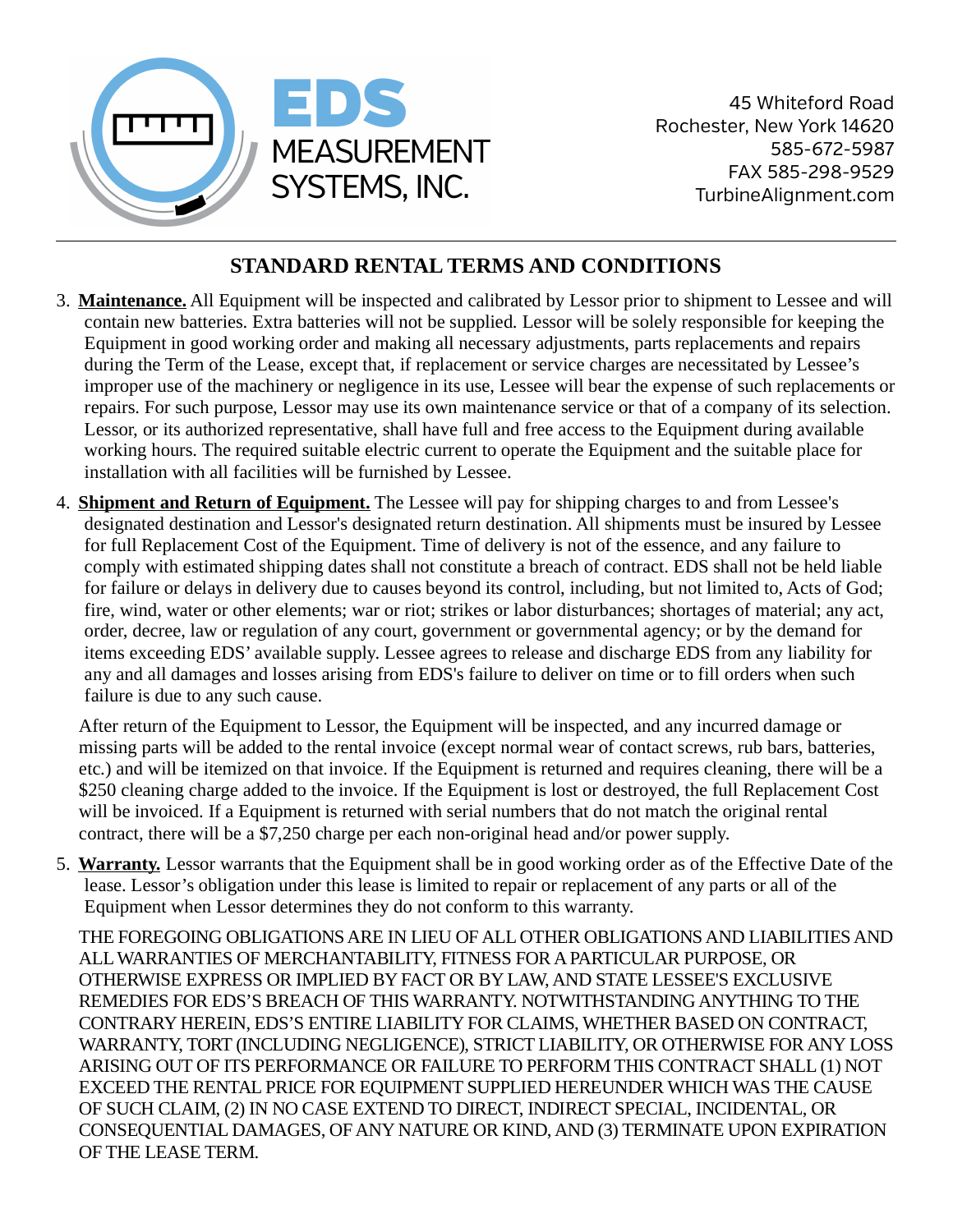## STANDARD RENTAL TERMS AND CONDITIONS

3. **Maintenance.** All Equipment will be inspected and calibrated by Lessor prior to shipment to Lessee and will contain new batteries. Extra batteries will not be supplied. Lessor will be solely responsible for keeping the Equipment in good working order and making all necessary adjustments, parts replacements and repairs during the Term of the Lease, except that, if replacement or service charges are necessitated by Lessee's improper use of the machinery or negligence in its use, Lessee will bear the expense of such replacements or repairs. For such purpose, Lessor may use its own maintenance service or that of a company of its selection. Lessor, or its authorized representative, shall have full and free access to the Equipment during available working hours. The required suitable electric current to operate the Equipment and the suitable place for installation with all facilities will be furnished by Lessee.

4. **Shipment and Return of Equipment.** The Lessee will pay for shipping charges to and from Lessee's designated destination and Lessor's designated return destination. All shipments must be insured by Lessee for full Replacement Cost of the Equipment. Time of delivery is not of the essence, and any failure to comply with estimated shipping dates shall not constitute a breach of contract. EDS shall not be held liable for failure or delays in delivery due to causes beyond its control, including, but not limited to, Acts of God; fire, wind, water or other elements; war or riot; strikes or labor disturbances; shortages of material; any act, order, decree, law or regulation of any court, government or governmental agency; or by the demand for items exceeding EDS' available supply. Lessee agrees to release and discharge EDS from any liability for any and all damages and losses arising from EDS's failure to deliver on time or to fill orders when such failure is due to any such cause.

   After return of the Equipment to Lessor, the Equipment will be inspected, and any incurred damage or missing parts will be added to the rental invoice (except normal wear of contact screws, rub bars, batteries, etc.) and will be itemized on that invoice. If the Equipment is returned and requires cleaning, there will be a $250 cleaning charge added to the invoice. If the Equipment is lost or destroyed, the full Replacement Cost will be invoiced. If a Equipment is returned with serial numbers that do not match the original rental contract, there will be a $7,250 charge per each non-original head and/or power supply.

5. **Warranty.** Lessor warrants that the Equipment shall be in good working order as of the Effective Date of the lease. Lessor's obligation under this lease is limited to repair or replacement of any parts or all of the Equipment when Lessor determines they do not conform to this warranty.

   THE FOREGOING OBLIGATIONS ARE IN LIEU OF ALL OTHER OBLIGATIONS AND LIABILITIES AND ALL WARRANTIES OF MERCHANTABILITY, FITNESS FOR A PARTICULAR PURPOSE, OR OTHERWISE EXPRESS OR IMPLIED BY FACT OR BY LAW, AND STATE LESSEE'S EXCLUSIVE REMEDIES FOR EDS'S BREACH OF THIS WARRANTY. NOTWITHSTANDING ANYTHING TO THE CONTRARY HEREIN, EDS'S ENTIRE LIABILITY FOR CLAIMS, WHETHER BASED ON CONTRACT, WARRANTY, TORT (INCLUDING NEGLIGENCE), STRICT LIABILITY, OR OTHERWISE FOR ANY LOSS ARISING OUT OF ITS PERFORMANCE OR FAILURE TO PERFORM THIS CONTRACT SHALL (1) NOT EXCEED THE RENTAL PRICE FOR EQUIPMENT SUPPLIED HEREUNDER WHICH WAS THE CAUSE OF SUCH CLAIM, (2) IN NO CASE EXTEND TO DIRECT, INDIRECT SPECIAL, INCIDENTAL, OR CONSEQUENTIAL DAMAGES, OF ANY NATURE OR KIND, AND (3) TERMINATE UPON EXPIRATION OF THE LEASE TERM.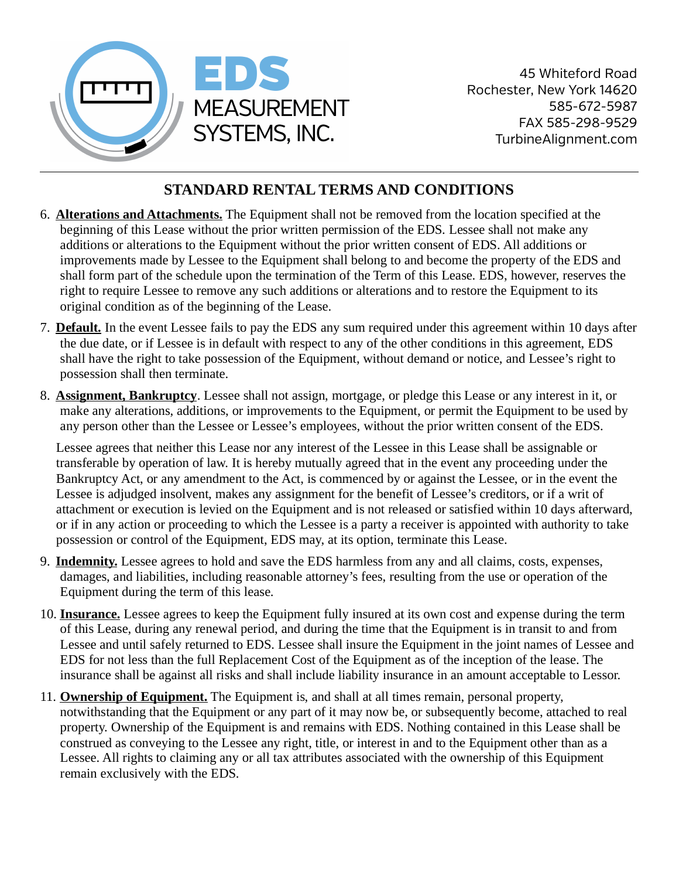## STANDARD RENTAL TERMS AND CONDITIONS

6. **Alterations and Attachments.** The Equipment shall not be removed from the location specified at the beginning of this Lease without the prior written permission of the EDS. Lessee shall not make any additions or alterations to the Equipment without the prior written consent of EDS. All additions or improvements made by Lessee to the Equipment shall belong to and become the property of the EDS and shall form part of the schedule upon the termination of the Term of this Lease. EDS, however, reserves the right to require Lessee to remove any such additions or alterations and to restore the Equipment to its original condition as of the beginning of the Lease.

7. **Default.** In the event Lessee fails to pay the EDS any sum required under this agreement within 10 days after the due date, or if Lessee is in default with respect to any of the other conditions in this agreement, EDS shall have the right to take possession of the Equipment, without demand or notice, and Lessee's right to possession shall then terminate.

8. **Assignment, Bankruptcy**. Lessee shall not assign, mortgage, or pledge this Lease or any interest in it, or make any alterations, additions, or improvements to the Equipment, or permit the Equipment to be used by any person other than the Lessee or Lessee's employees, without the prior written consent of the EDS.

   Lessee agrees that neither this Lease nor any interest of the Lessee in this Lease shall be assignable or transferable by operation of law. It is hereby mutually agreed that in the event any proceeding under the Bankruptcy Act, or any amendment to the Act, is commenced by or against the Lessee, or in the event the Lessee is adjudged insolvent, makes any assignment for the benefit of Lessee's creditors, or if a writ of attachment or execution is levied on the Equipment and is not released or satisfied within 10 days afterward, or if in any action or proceeding to which the Lessee is a party a receiver is appointed with authority to take possession or control of the Equipment, EDS may, at its option, terminate this Lease.

9. **Indemnity.** Lessee agrees to hold and save the EDS harmless from any and all claims, costs, expenses, damages, and liabilities, including reasonable attorney's fees, resulting from the use or operation of the Equipment during the term of this lease.

10. **Insurance.** Lessee agrees to keep the Equipment fully insured at its own cost and expense during the term of this Lease, during any renewal period, and during the time that the Equipment is in transit to and from Lessee and until safely returned to EDS. Lessee shall insure the Equipment in the joint names of Lessee and EDS for not less than the full Replacement Cost of the Equipment as of the inception of the lease. The insurance shall be against all risks and shall include liability insurance in an amount acceptable to Lessor.

11. **Ownership of Equipment.** The Equipment is, and shall at all times remain, personal property, notwithstanding that the Equipment or any part of it may now be, or subsequently become, attached to real property. Ownership of the Equipment is and remains with EDS. Nothing contained in this Lease shall be construed as conveying to the Lessee any right, title, or interest in and to the Equipment other than as a Lessee. All rights to claiming any or all tax attributes associated with the ownership of this Equipment remain exclusively with the EDS.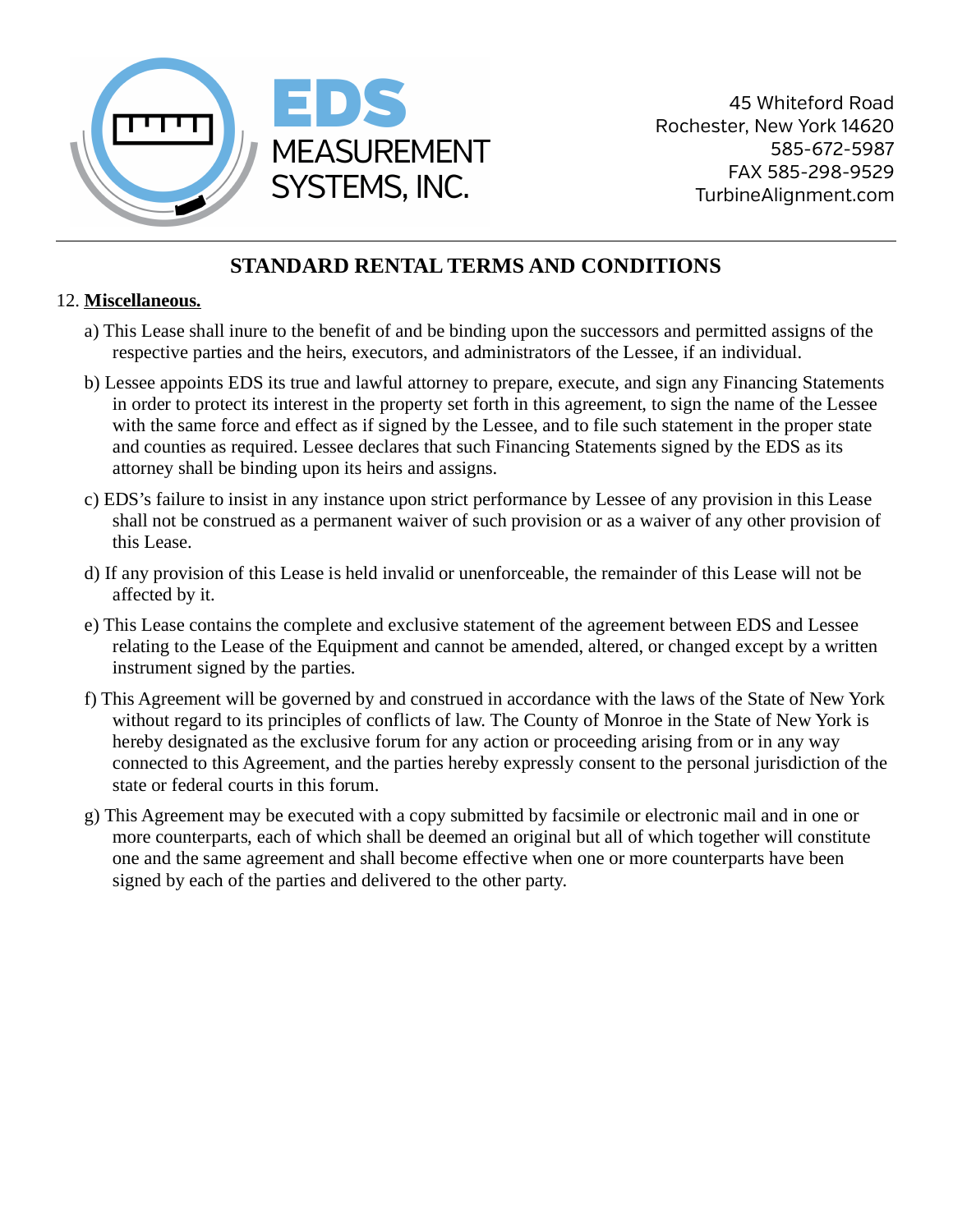EDS MEASUREMENT SYSTEMS, INC.

45 Whiteford Road
Rochester, New York 14620
585-672-5987
FAX 585-298-9529
TurbineAlignment.com

## STANDARD RENTAL TERMS AND CONDITIONS

12. **Miscellaneous.**

a) This Lease shall inure to the benefit of and be binding upon the successors and permitted assigns of the respective parties and the heirs, executors, and administrators of the Lessee, if an individual.

b) Lessee appoints EDS its true and lawful attorney to prepare, execute, and sign any Financing Statements in order to protect its interest in the property set forth in this agreement, to sign the name of the Lessee with the same force and effect as if signed by the Lessee, and to file such statement in the proper state and counties as required. Lessee declares that such Financing Statements signed by the EDS as its attorney shall be binding upon its heirs and assigns.

c) EDS's failure to insist in any instance upon strict performance by Lessee of any provision in this Lease shall not be construed as a permanent waiver of such provision or as a waiver of any other provision of this Lease.

d) If any provision of this Lease is held invalid or unenforceable, the remainder of this Lease will not be affected by it.

e) This Lease contains the complete and exclusive statement of the agreement between EDS and Lessee relating to the Lease of the Equipment and cannot be amended, altered, or changed except by a written instrument signed by the parties.

f) This Agreement will be governed by and construed in accordance with the laws of the State of New York without regard to its principles of conflicts of law. The County of Monroe in the State of New York is hereby designated as the exclusive forum for any action or proceeding arising from or in any way connected to this Agreement, and the parties hereby expressly consent to the personal jurisdiction of the state or federal courts in this forum.

g) This Agreement may be executed with a copy submitted by facsimile or electronic mail and in one or more counterparts, each of which shall be deemed an original but all of which together will constitute one and the same agreement and shall become effective when one or more counterparts have been signed by each of the parties and delivered to the other party.